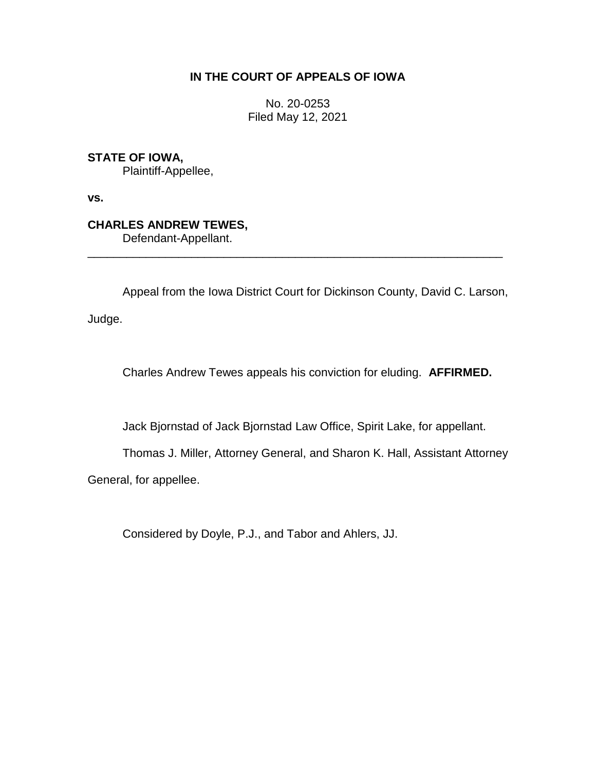**IN THE COURT OF APPEALS OF IOWA**

No. 20-0253
Filed May 12, 2021

**STATE OF IOWA,**
Plaintiff-Appellee,

**vs.**

**CHARLES ANDREW TEWES,**
Defendant-Appellant.

---

Appeal from the Iowa District Court for Dickinson County, David C. Larson, Judge.

Charles Andrew Tewes appeals his conviction for eluding. **AFFIRMED.**

Jack Bjornstad of Jack Bjornstad Law Office, Spirit Lake, for appellant.

Thomas J. Miller, Attorney General, and Sharon K. Hall, Assistant Attorney General, for appellee.

Considered by Doyle, P.J., and Tabor and Ahlers, JJ.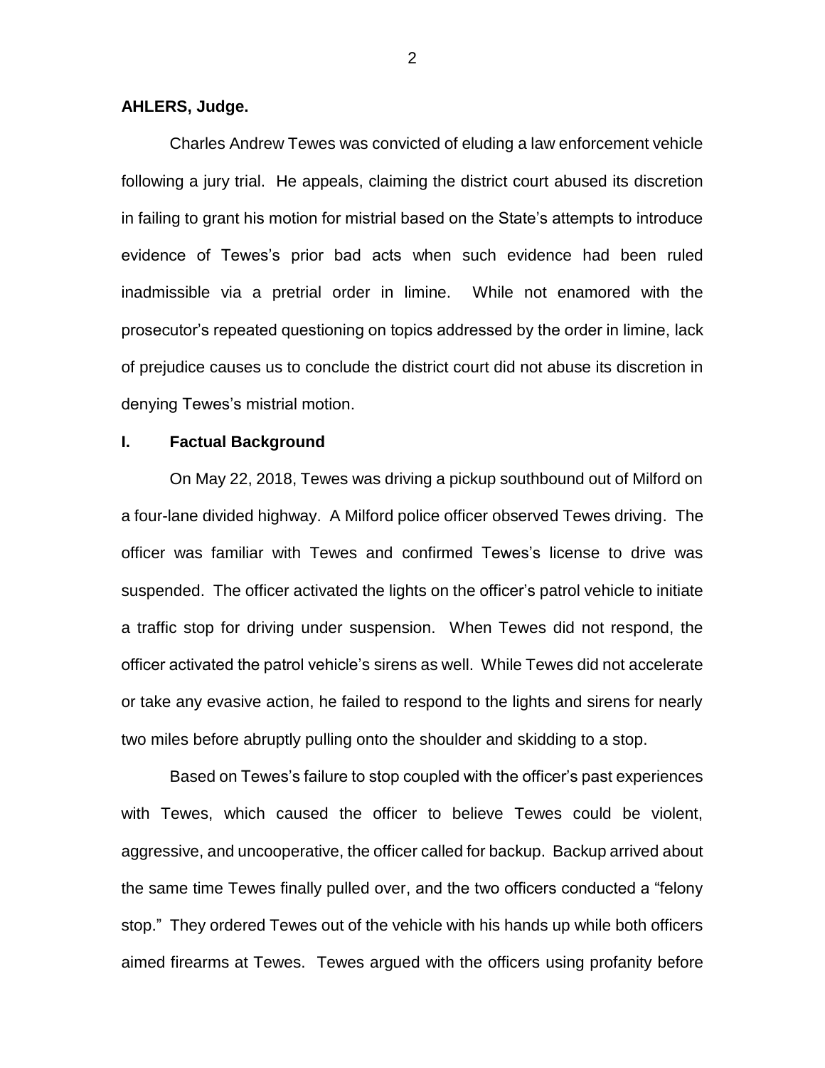**AHLERS, Judge.**

Charles Andrew Tewes was convicted of eluding a law enforcement vehicle following a jury trial. He appeals, claiming the district court abused its discretion in failing to grant his motion for mistrial based on the State's attempts to introduce evidence of Tewes's prior bad acts when such evidence had been ruled inadmissible via a pretrial order in limine. While not enamored with the prosecutor's repeated questioning on topics addressed by the order in limine, lack of prejudice causes us to conclude the district court did not abuse its discretion in denying Tewes's mistrial motion.

## I. Factual Background

On May 22, 2018, Tewes was driving a pickup southbound out of Milford on a four-lane divided highway. A Milford police officer observed Tewes driving. The officer was familiar with Tewes and confirmed Tewes's license to drive was suspended. The officer activated the lights on the officer's patrol vehicle to initiate a traffic stop for driving under suspension. When Tewes did not respond, the officer activated the patrol vehicle's sirens as well. While Tewes did not accelerate or take any evasive action, he failed to respond to the lights and sirens for nearly two miles before abruptly pulling onto the shoulder and skidding to a stop.

Based on Tewes's failure to stop coupled with the officer's past experiences with Tewes, which caused the officer to believe Tewes could be violent, aggressive, and uncooperative, the officer called for backup. Backup arrived about the same time Tewes finally pulled over, and the two officers conducted a "felony stop." They ordered Tewes out of the vehicle with his hands up while both officers aimed firearms at Tewes. Tewes argued with the officers using profanity before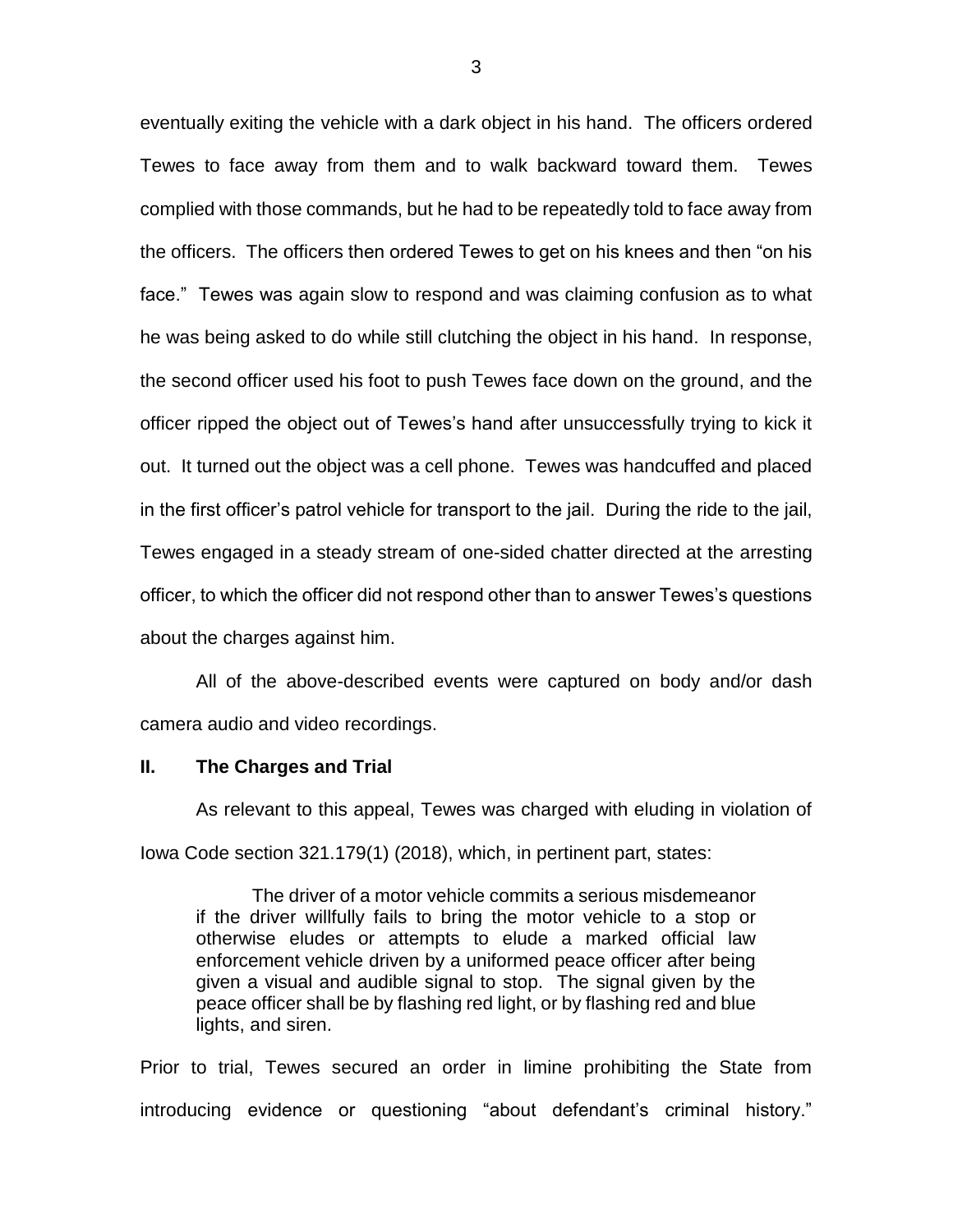eventually exiting the vehicle with a dark object in his hand. The officers ordered Tewes to face away from them and to walk backward toward them. Tewes complied with those commands, but he had to be repeatedly told to face away from the officers. The officers then ordered Tewes to get on his knees and then "on his face." Tewes was again slow to respond and was claiming confusion as to what he was being asked to do while still clutching the object in his hand. In response, the second officer used his foot to push Tewes face down on the ground, and the officer ripped the object out of Tewes's hand after unsuccessfully trying to kick it out. It turned out the object was a cell phone. Tewes was handcuffed and placed in the first officer's patrol vehicle for transport to the jail. During the ride to the jail, Tewes engaged in a steady stream of one-sided chatter directed at the arresting officer, to which the officer did not respond other than to answer Tewes's questions about the charges against him.

All of the above-described events were captured on body and/or dash camera audio and video recordings.

## II. The Charges and Trial

As relevant to this appeal, Tewes was charged with eluding in violation of Iowa Code section 321.179(1) (2018), which, in pertinent part, states:

> The driver of a motor vehicle commits a serious misdemeanor if the driver willfully fails to bring the motor vehicle to a stop or otherwise eludes or attempts to elude a marked official law enforcement vehicle driven by a uniformed peace officer after being given a visual and audible signal to stop. The signal given by the peace officer shall be by flashing red light, or by flashing red and blue lights, and siren.

Prior to trial, Tewes secured an order in limine prohibiting the State from introducing evidence or questioning "about defendant's criminal history."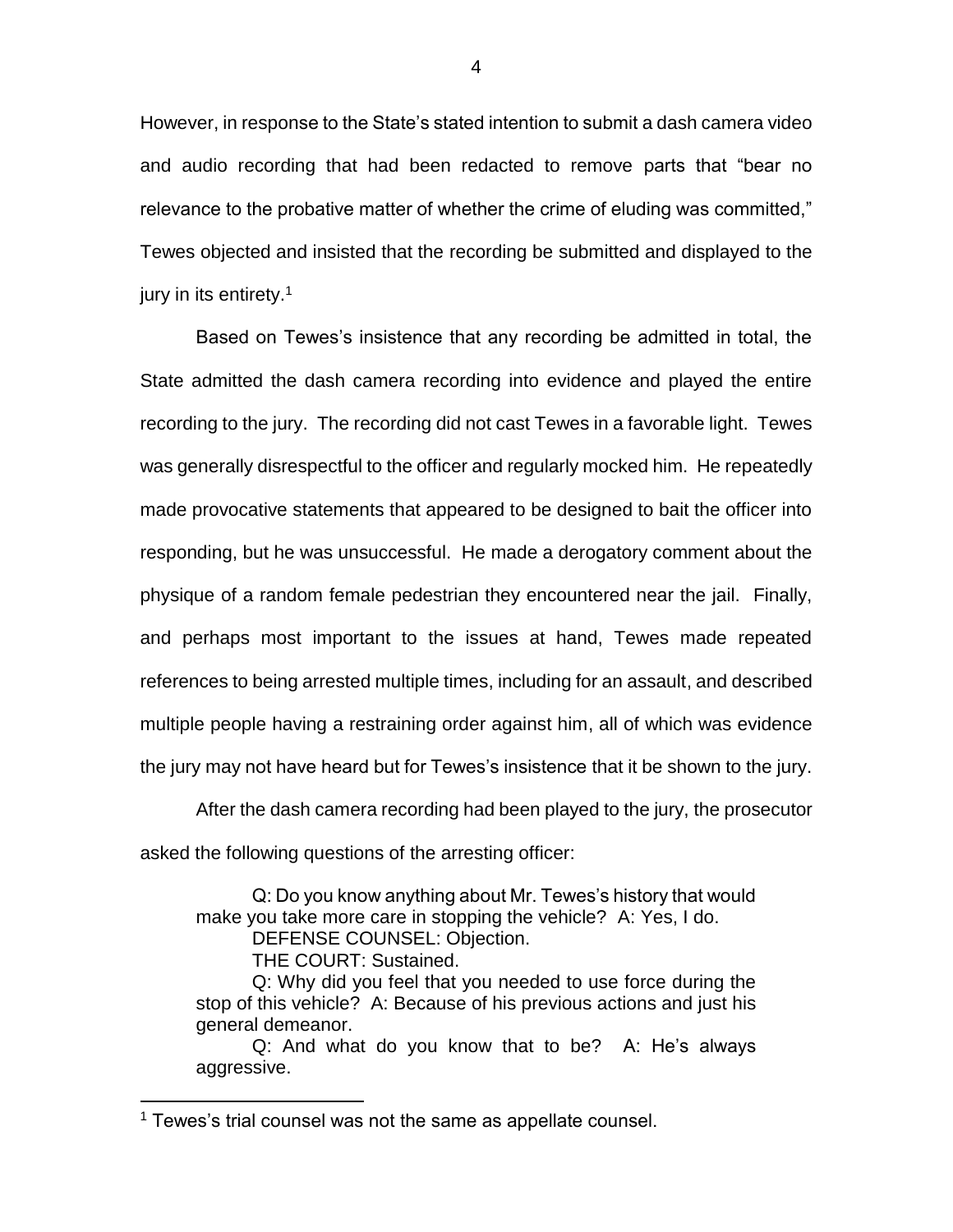However, in response to the State's stated intention to submit a dash camera video and audio recording that had been redacted to remove parts that "bear no relevance to the probative matter of whether the crime of eluding was committed," Tewes objected and insisted that the recording be submitted and displayed to the jury in its entirety.[1]

Based on Tewes's insistence that any recording be admitted in total, the State admitted the dash camera recording into evidence and played the entire recording to the jury. The recording did not cast Tewes in a favorable light. Tewes was generally disrespectful to the officer and regularly mocked him. He repeatedly made provocative statements that appeared to be designed to bait the officer into responding, but he was unsuccessful. He made a derogatory comment about the physique of a random female pedestrian they encountered near the jail. Finally, and perhaps most important to the issues at hand, Tewes made repeated references to being arrested multiple times, including for an assault, and described multiple people having a restraining order against him, all of which was evidence the jury may not have heard but for Tewes's insistence that it be shown to the jury.

After the dash camera recording had been played to the jury, the prosecutor asked the following questions of the arresting officer:

> Q: Do you know anything about Mr. Tewes's history that would make you take more care in stopping the vehicle? A: Yes, I do.
> DEFENSE COUNSEL: Objection.
> THE COURT: Sustained.
> Q: Why did you feel that you needed to use force during the stop of this vehicle? A: Because of his previous actions and just his general demeanor.
> Q: And what do you know that to be? A: He's always aggressive.

[1] Tewes's trial counsel was not the same as appellate counsel.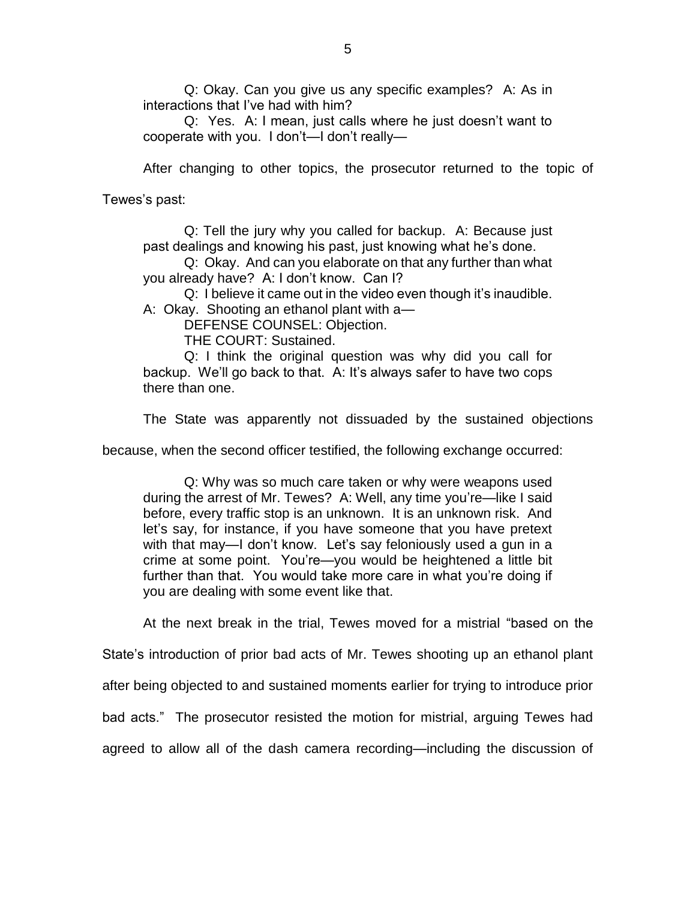> Q: Okay. Can you give us any specific examples? A: As in interactions that I've had with him?
>
> Q: Yes. A: I mean, just calls where he just doesn't want to cooperate with you. I don't—I don't really—

After changing to other topics, the prosecutor returned to the topic of Tewes's past:

> Q: Tell the jury why you called for backup. A: Because just past dealings and knowing his past, just knowing what he's done.
>
> Q: Okay. And can you elaborate on that any further than what you already have? A: I don't know. Can I?
>
> Q: I believe it came out in the video even though it's inaudible. A: Okay. Shooting an ethanol plant with a—
>
> DEFENSE COUNSEL: Objection.
>
> THE COURT: Sustained.
>
> Q: I think the original question was why did you call for backup. We'll go back to that. A: It's always safer to have two cops there than one.

The State was apparently not dissuaded by the sustained objections because, when the second officer testified, the following exchange occurred:

> Q: Why was so much care taken or why were weapons used during the arrest of Mr. Tewes? A: Well, any time you're—like I said before, every traffic stop is an unknown. It is an unknown risk. And let's say, for instance, if you have someone that you have pretext with that may—I don't know. Let's say feloniously used a gun in a crime at some point. You're—you would be heightened a little bit further than that. You would take more care in what you're doing if you are dealing with some event like that.

At the next break in the trial, Tewes moved for a mistrial "based on the State's introduction of prior bad acts of Mr. Tewes shooting up an ethanol plant after being objected to and sustained moments earlier for trying to introduce prior bad acts." The prosecutor resisted the motion for mistrial, arguing Tewes had agreed to allow all of the dash camera recording—including the discussion of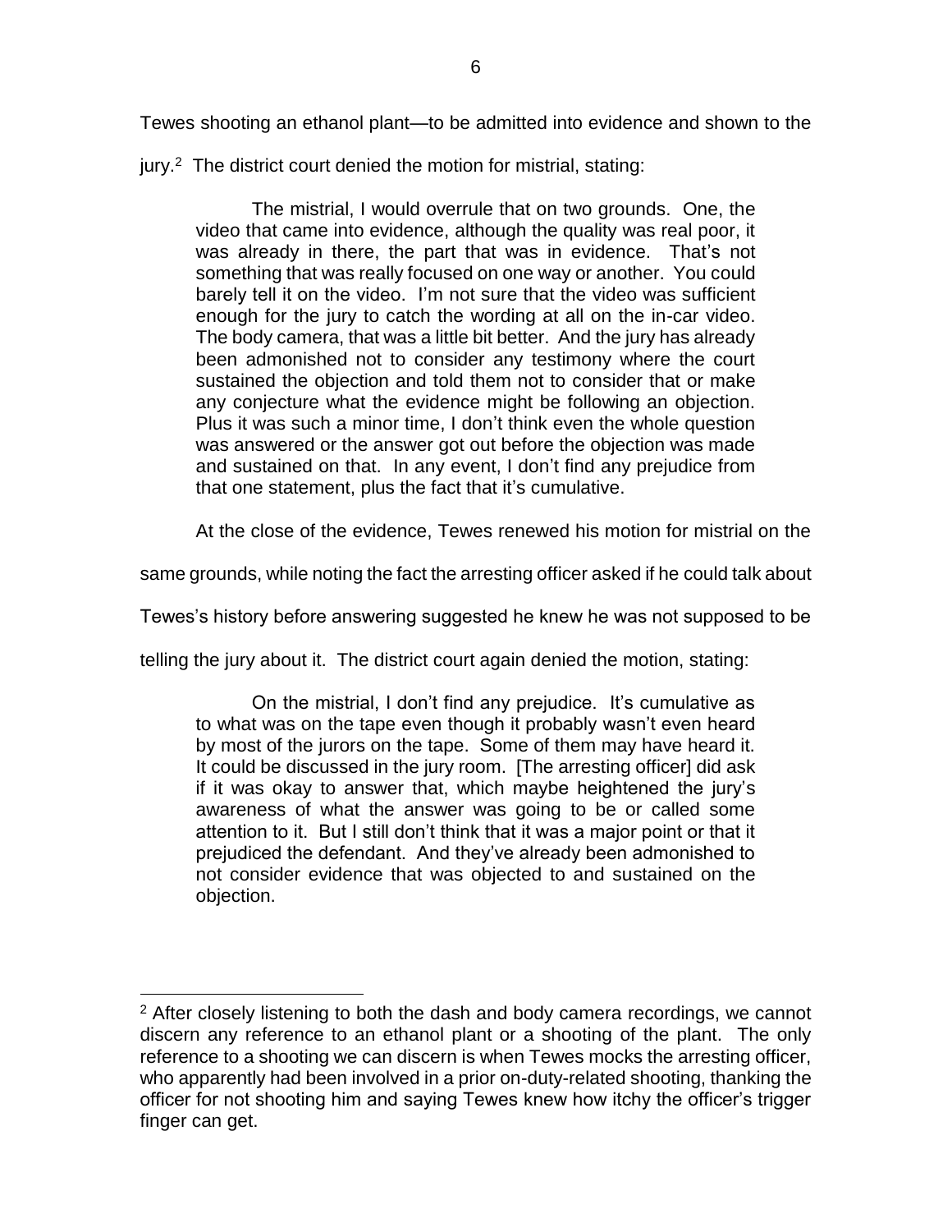Tewes shooting an ethanol plant—to be admitted into evidence and shown to the jury.[2] The district court denied the motion for mistrial, stating:

> The mistrial, I would overrule that on two grounds. One, the video that came into evidence, although the quality was real poor, it was already in there, the part that was in evidence. That's not something that was really focused on one way or another. You could barely tell it on the video. I'm not sure that the video was sufficient enough for the jury to catch the wording at all on the in-car video. The body camera, that was a little bit better. And the jury has already been admonished not to consider any testimony where the court sustained the objection and told them not to consider that or make any conjecture what the evidence might be following an objection. Plus it was such a minor time, I don't think even the whole question was answered or the answer got out before the objection was made and sustained on that. In any event, I don't find any prejudice from that one statement, plus the fact that it's cumulative.

At the close of the evidence, Tewes renewed his motion for mistrial on the same grounds, while noting the fact the arresting officer asked if he could talk about Tewes's history before answering suggested he knew he was not supposed to be telling the jury about it. The district court again denied the motion, stating:

> On the mistrial, I don't find any prejudice. It's cumulative as to what was on the tape even though it probably wasn't even heard by most of the jurors on the tape. Some of them may have heard it. It could be discussed in the jury room. [The arresting officer] did ask if it was okay to answer that, which maybe heightened the jury's awareness of what the answer was going to be or called some attention to it. But I still don't think that it was a major point or that it prejudiced the defendant. And they've already been admonished to not consider evidence that was objected to and sustained on the objection.

---

[2] After closely listening to both the dash and body camera recordings, we cannot discern any reference to an ethanol plant or a shooting of the plant. The only reference to a shooting we can discern is when Tewes mocks the arresting officer, who apparently had been involved in a prior on-duty-related shooting, thanking the officer for not shooting him and saying Tewes knew how itchy the officer's trigger finger can get.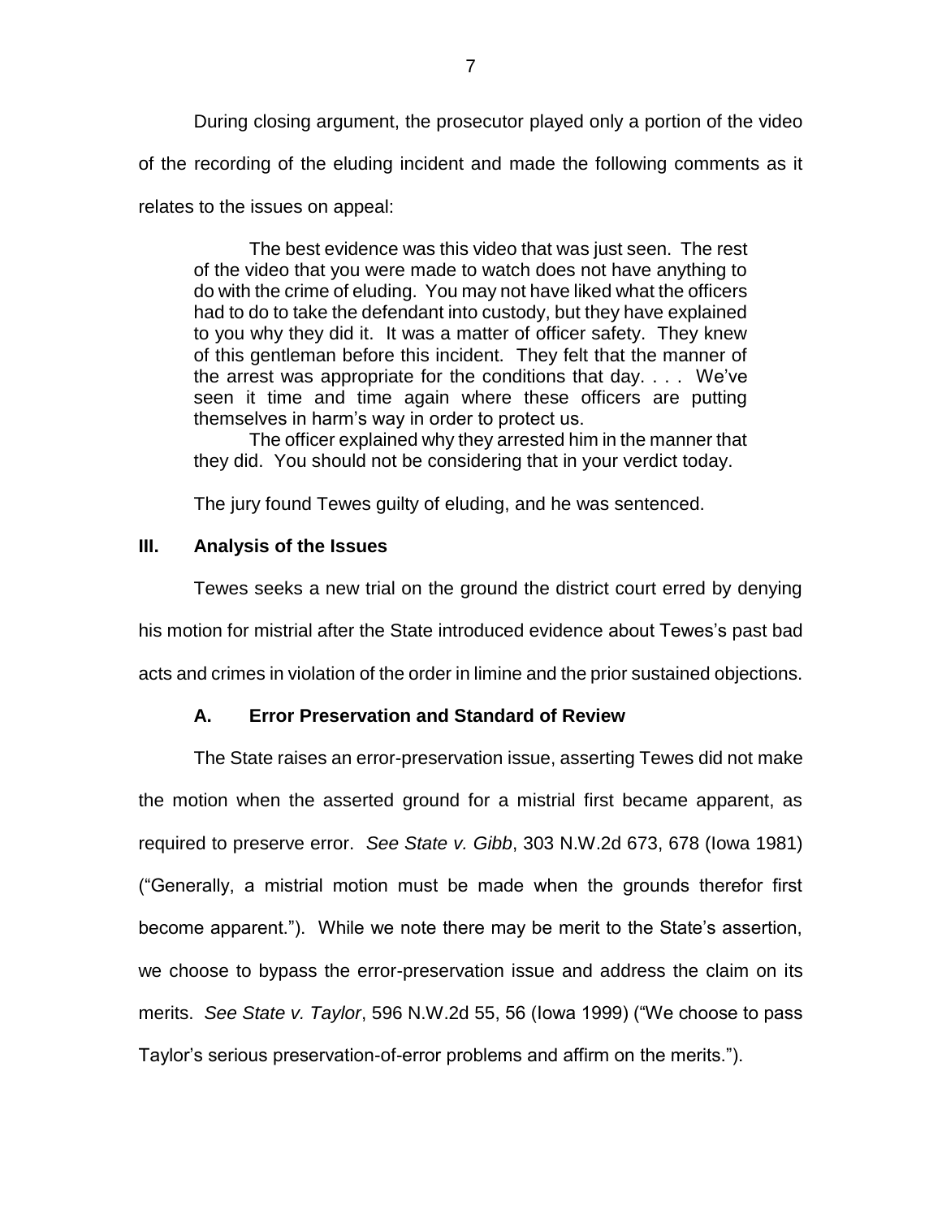During closing argument, the prosecutor played only a portion of the video of the recording of the eluding incident and made the following comments as it relates to the issues on appeal:

> The best evidence was this video that was just seen. The rest of the video that you were made to watch does not have anything to do with the crime of eluding. You may not have liked what the officers had to do to take the defendant into custody, but they have explained to you why they did it. It was a matter of officer safety. They knew of this gentleman before this incident. They felt that the manner of the arrest was appropriate for the conditions that day. . . . We've seen it time and time again where these officers are putting themselves in harm's way in order to protect us.
>
> The officer explained why they arrested him in the manner that they did. You should not be considering that in your verdict today.

The jury found Tewes guilty of eluding, and he was sentenced.

## III. Analysis of the Issues

Tewes seeks a new trial on the ground the district court erred by denying his motion for mistrial after the State introduced evidence about Tewes's past bad acts and crimes in violation of the order in limine and the prior sustained objections.

### A. Error Preservation and Standard of Review

The State raises an error-preservation issue, asserting Tewes did not make the motion when the asserted ground for a mistrial first became apparent, as required to preserve error. *See State v. Gibb*, 303 N.W.2d 673, 678 (Iowa 1981) ("Generally, a mistrial motion must be made when the grounds therefor first become apparent."). While we note there may be merit to the State's assertion, we choose to bypass the error-preservation issue and address the claim on its merits. *See State v. Taylor*, 596 N.W.2d 55, 56 (Iowa 1999) ("We choose to pass Taylor's serious preservation-of-error problems and affirm on the merits.").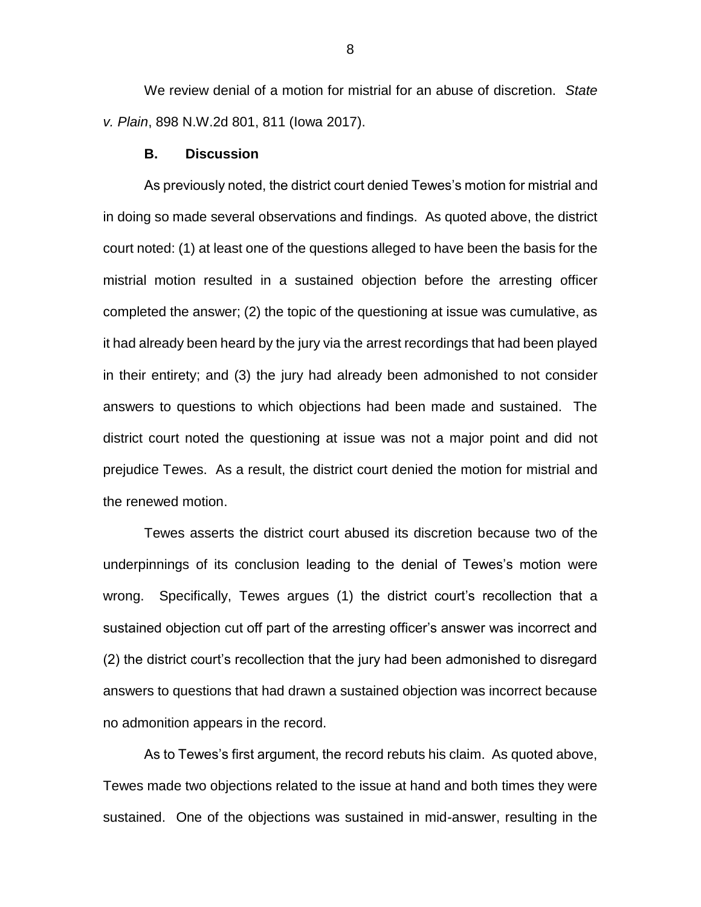We review denial of a motion for mistrial for an abuse of discretion. *State v. Plain*, 898 N.W.2d 801, 811 (Iowa 2017).

### B. Discussion

As previously noted, the district court denied Tewes's motion for mistrial and in doing so made several observations and findings. As quoted above, the district court noted: (1) at least one of the questions alleged to have been the basis for the mistrial motion resulted in a sustained objection before the arresting officer completed the answer; (2) the topic of the questioning at issue was cumulative, as it had already been heard by the jury via the arrest recordings that had been played in their entirety; and (3) the jury had already been admonished to not consider answers to questions to which objections had been made and sustained. The district court noted the questioning at issue was not a major point and did not prejudice Tewes. As a result, the district court denied the motion for mistrial and the renewed motion.

Tewes asserts the district court abused its discretion because two of the underpinnings of its conclusion leading to the denial of Tewes's motion were wrong. Specifically, Tewes argues (1) the district court's recollection that a sustained objection cut off part of the arresting officer's answer was incorrect and (2) the district court's recollection that the jury had been admonished to disregard answers to questions that had drawn a sustained objection was incorrect because no admonition appears in the record.

As to Tewes's first argument, the record rebuts his claim. As quoted above, Tewes made two objections related to the issue at hand and both times they were sustained. One of the objections was sustained in mid-answer, resulting in the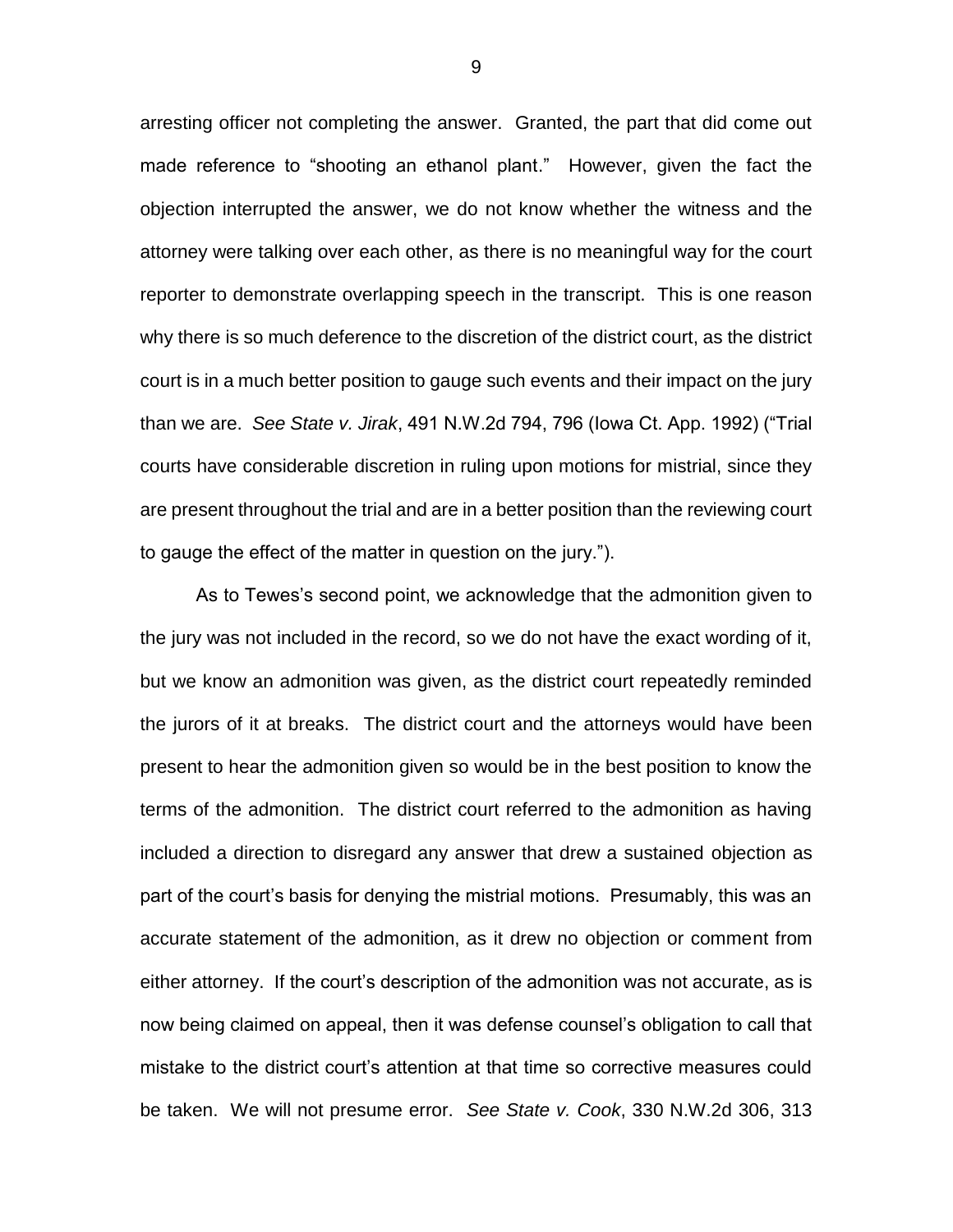arresting officer not completing the answer. Granted, the part that did come out made reference to "shooting an ethanol plant." However, given the fact the objection interrupted the answer, we do not know whether the witness and the attorney were talking over each other, as there is no meaningful way for the court reporter to demonstrate overlapping speech in the transcript. This is one reason why there is so much deference to the discretion of the district court, as the district court is in a much better position to gauge such events and their impact on the jury than we are. *See State v. Jirak*, 491 N.W.2d 794, 796 (Iowa Ct. App. 1992) ("Trial courts have considerable discretion in ruling upon motions for mistrial, since they are present throughout the trial and are in a better position than the reviewing court to gauge the effect of the matter in question on the jury.").

As to Tewes's second point, we acknowledge that the admonition given to the jury was not included in the record, so we do not have the exact wording of it, but we know an admonition was given, as the district court repeatedly reminded the jurors of it at breaks. The district court and the attorneys would have been present to hear the admonition given so would be in the best position to know the terms of the admonition. The district court referred to the admonition as having included a direction to disregard any answer that drew a sustained objection as part of the court's basis for denying the mistrial motions. Presumably, this was an accurate statement of the admonition, as it drew no objection or comment from either attorney. If the court's description of the admonition was not accurate, as is now being claimed on appeal, then it was defense counsel's obligation to call that mistake to the district court's attention at that time so corrective measures could be taken. We will not presume error. *See State v. Cook*, 330 N.W.2d 306, 313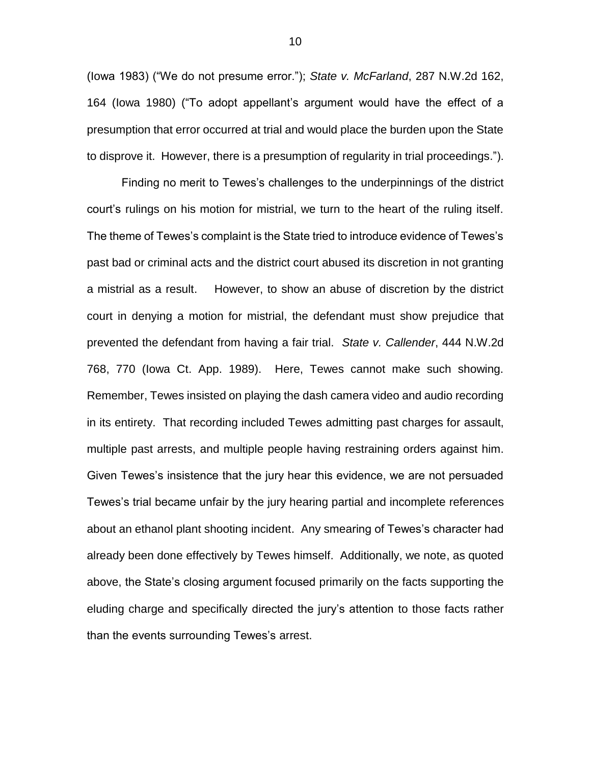(Iowa 1983) ("We do not presume error."); *State v. McFarland*, 287 N.W.2d 162, 164 (Iowa 1980) ("To adopt appellant's argument would have the effect of a presumption that error occurred at trial and would place the burden upon the State to disprove it. However, there is a presumption of regularity in trial proceedings.").

Finding no merit to Tewes's challenges to the underpinnings of the district court's rulings on his motion for mistrial, we turn to the heart of the ruling itself. The theme of Tewes's complaint is the State tried to introduce evidence of Tewes's past bad or criminal acts and the district court abused its discretion in not granting a mistrial as a result. However, to show an abuse of discretion by the district court in denying a motion for mistrial, the defendant must show prejudice that prevented the defendant from having a fair trial. *State v. Callender*, 444 N.W.2d 768, 770 (Iowa Ct. App. 1989). Here, Tewes cannot make such showing. Remember, Tewes insisted on playing the dash camera video and audio recording in its entirety. That recording included Tewes admitting past charges for assault, multiple past arrests, and multiple people having restraining orders against him. Given Tewes's insistence that the jury hear this evidence, we are not persuaded Tewes's trial became unfair by the jury hearing partial and incomplete references about an ethanol plant shooting incident. Any smearing of Tewes's character had already been done effectively by Tewes himself. Additionally, we note, as quoted above, the State's closing argument focused primarily on the facts supporting the eluding charge and specifically directed the jury's attention to those facts rather than the events surrounding Tewes's arrest.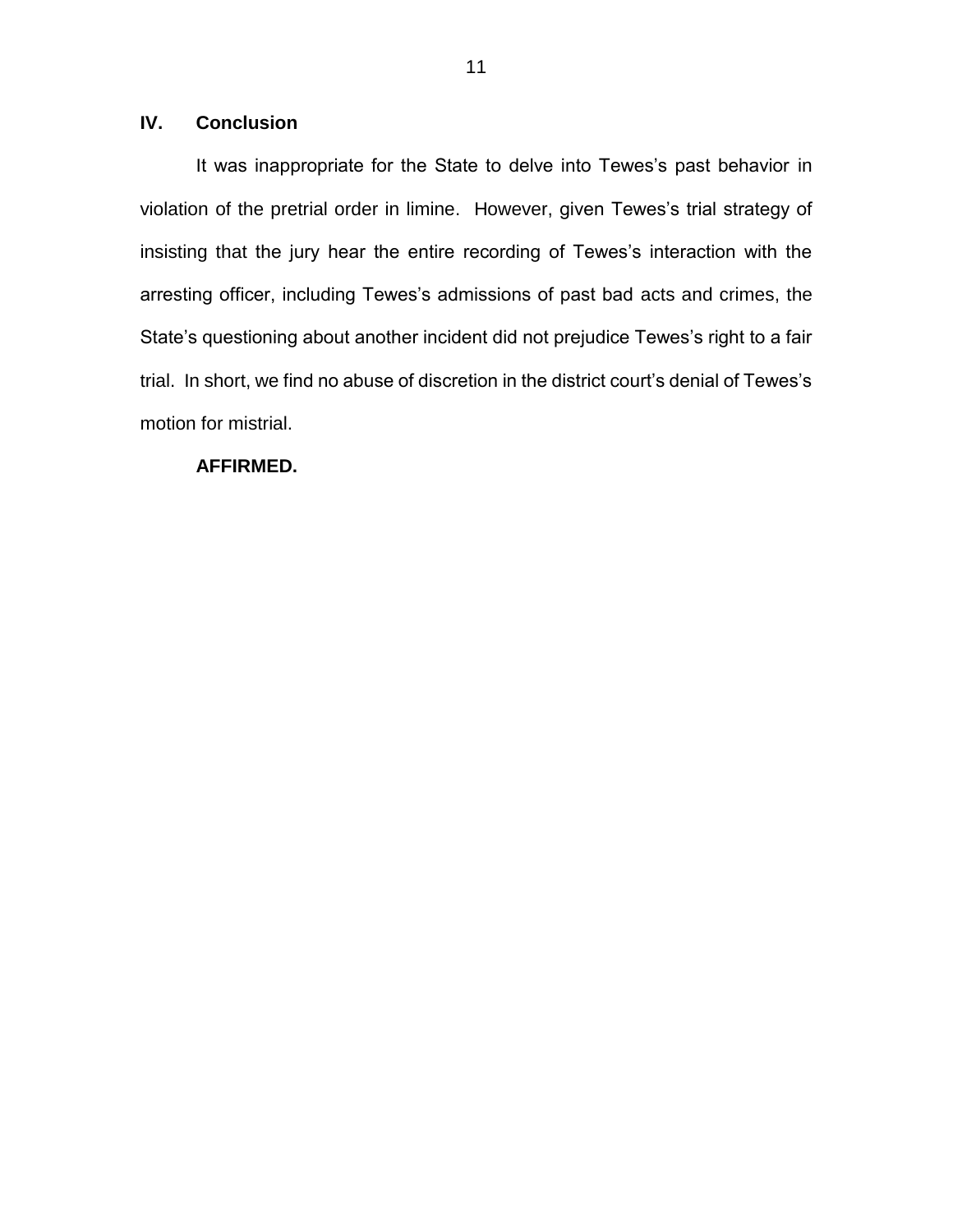## IV. Conclusion

It was inappropriate for the State to delve into Tewes's past behavior in violation of the pretrial order in limine. However, given Tewes's trial strategy of insisting that the jury hear the entire recording of Tewes's interaction with the arresting officer, including Tewes's admissions of past bad acts and crimes, the State's questioning about another incident did not prejudice Tewes's right to a fair trial. In short, we find no abuse of discretion in the district court's denial of Tewes's motion for mistrial.

**AFFIRMED.**